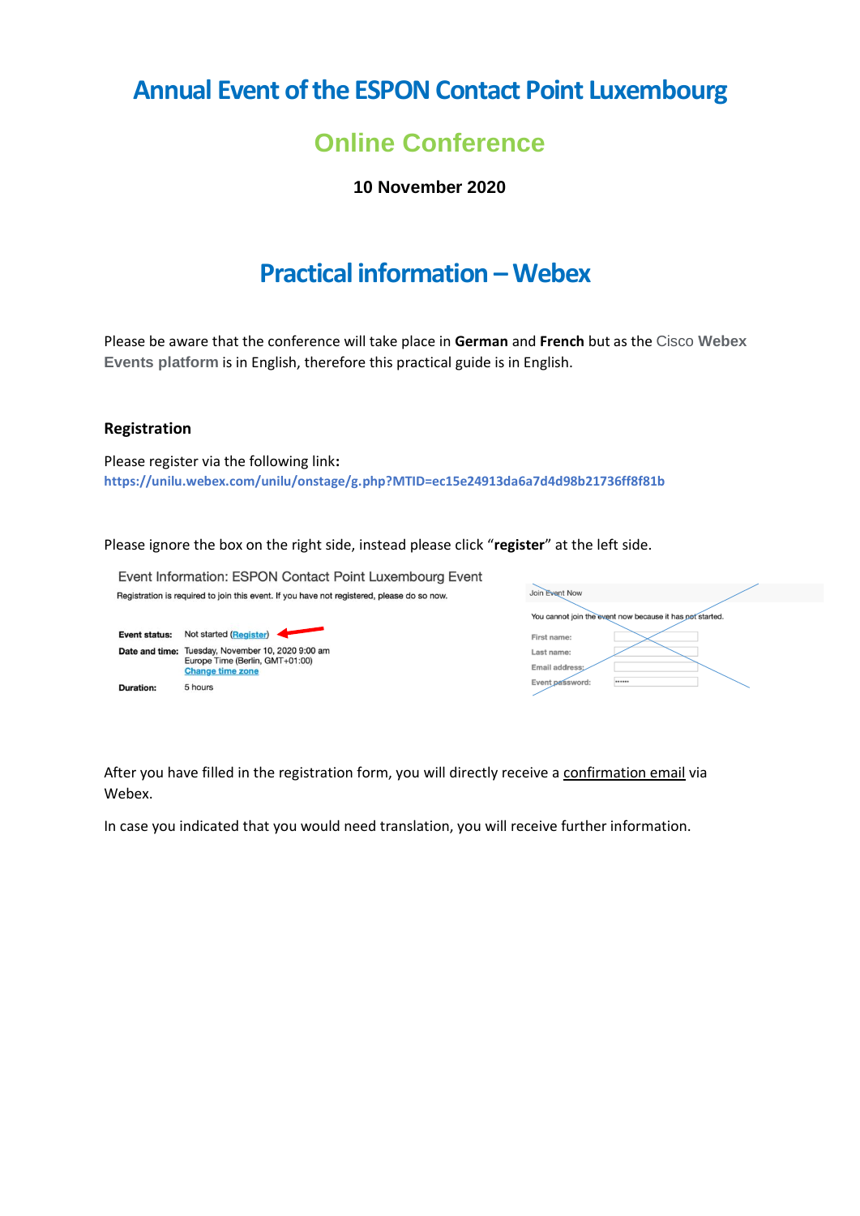# Annual Event of the ESPON Contact Point Luxembourg

## Online Conference

**10 November 2020**

# Practical information – Webex

Please be aware that the conference will take place in **German** and **French** but as the Cisco **Webex Events platform** is in English, therefore this practical guide is in English.

### Registration

Please register via the following link**:**
https://unilu.webex.com/unilu/onstage/g.php?MTID=ec15e24913da6a7d4d98b21736ff8f81b

Please ignore the box on the right side, instead please click "**register**" at the left side.

Event Information: ESPON Contact Point Luxembourg Event

Registration is required to join this event. If you have not registered, please do so now.

**Event status:** Not started (Register)

**Date and time:** Tuesday, November 10, 2020 9:00 am Europe Time (Berlin, GMT+01:00) Change time zone

**Duration:** 5 hours

Join Event Now

You cannot join the event now because it has not started.

First name:
Last name:
Email address:
Event password: ••••••

After you have filled in the registration form, you will directly receive a confirmation email via Webex.

In case you indicated that you would need translation, you will receive further information.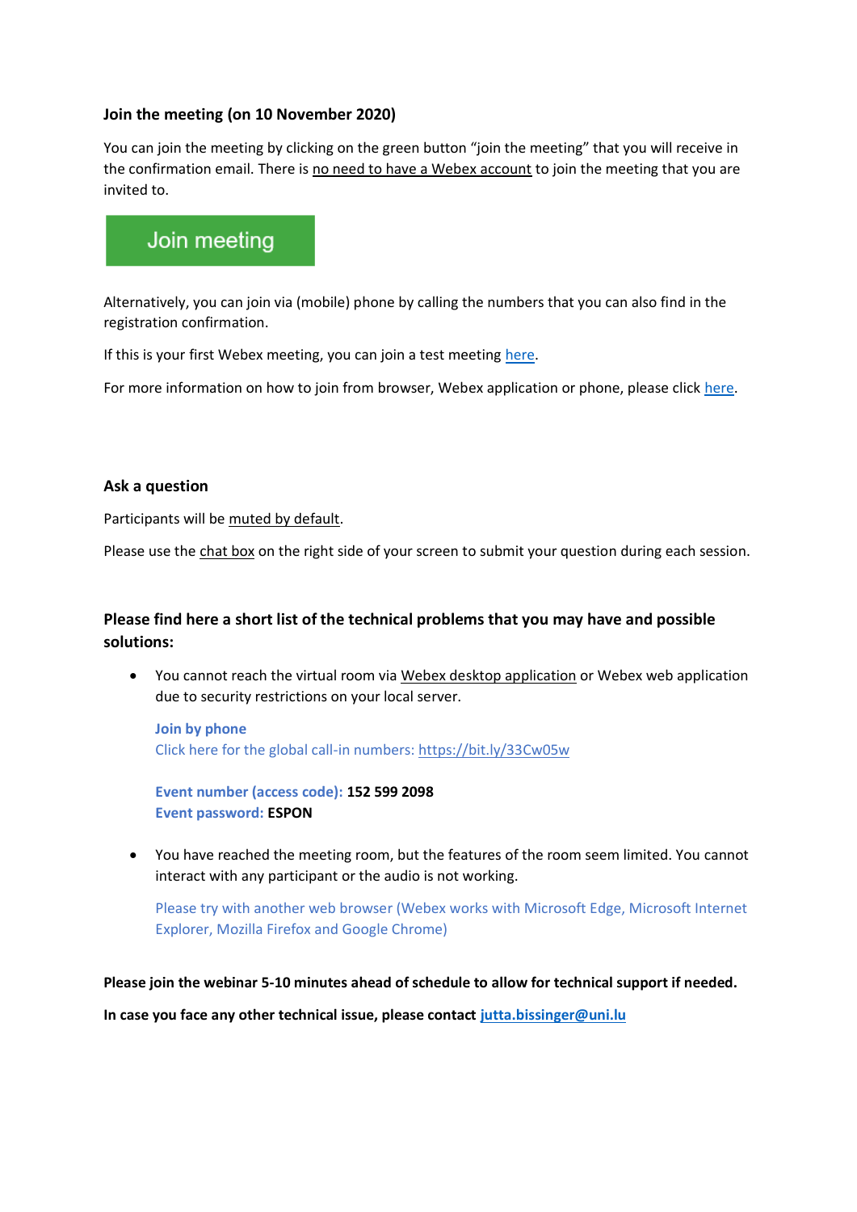**Join the meeting (on 10 November 2020)**

You can join the meeting by clicking on the green button "join the meeting" that you will receive in the confirmation email. There is no need to have a Webex account to join the meeting that you are invited to.

Join meeting

Alternatively, you can join via (mobile) phone by calling the numbers that you can also find in the registration confirmation.

If this is your first Webex meeting, you can join a test meeting here.

For more information on how to join from browser, Webex application or phone, please click here.

**Ask a question**

Participants will be muted by default.

Please use the chat box on the right side of your screen to submit your question during each session.

**Please find here a short list of the technical problems that you may have and possible solutions:**

- You cannot reach the virtual room via Webex desktop application or Webex web application due to security restrictions on your local server.

  **Join by phone**
  Click here for the global call-in numbers: https://bit.ly/33Cw05w

  **Event number (access code): 152 599 2098**
  **Event password: ESPON**

- You have reached the meeting room, but the features of the room seem limited. You cannot interact with any participant or the audio is not working.

  Please try with another web browser (Webex works with Microsoft Edge, Microsoft Internet Explorer, Mozilla Firefox and Google Chrome)

**Please join the webinar 5-10 minutes ahead of schedule to allow for technical support if needed.**

**In case you face any other technical issue, please contact jutta.bissinger@uni.lu**